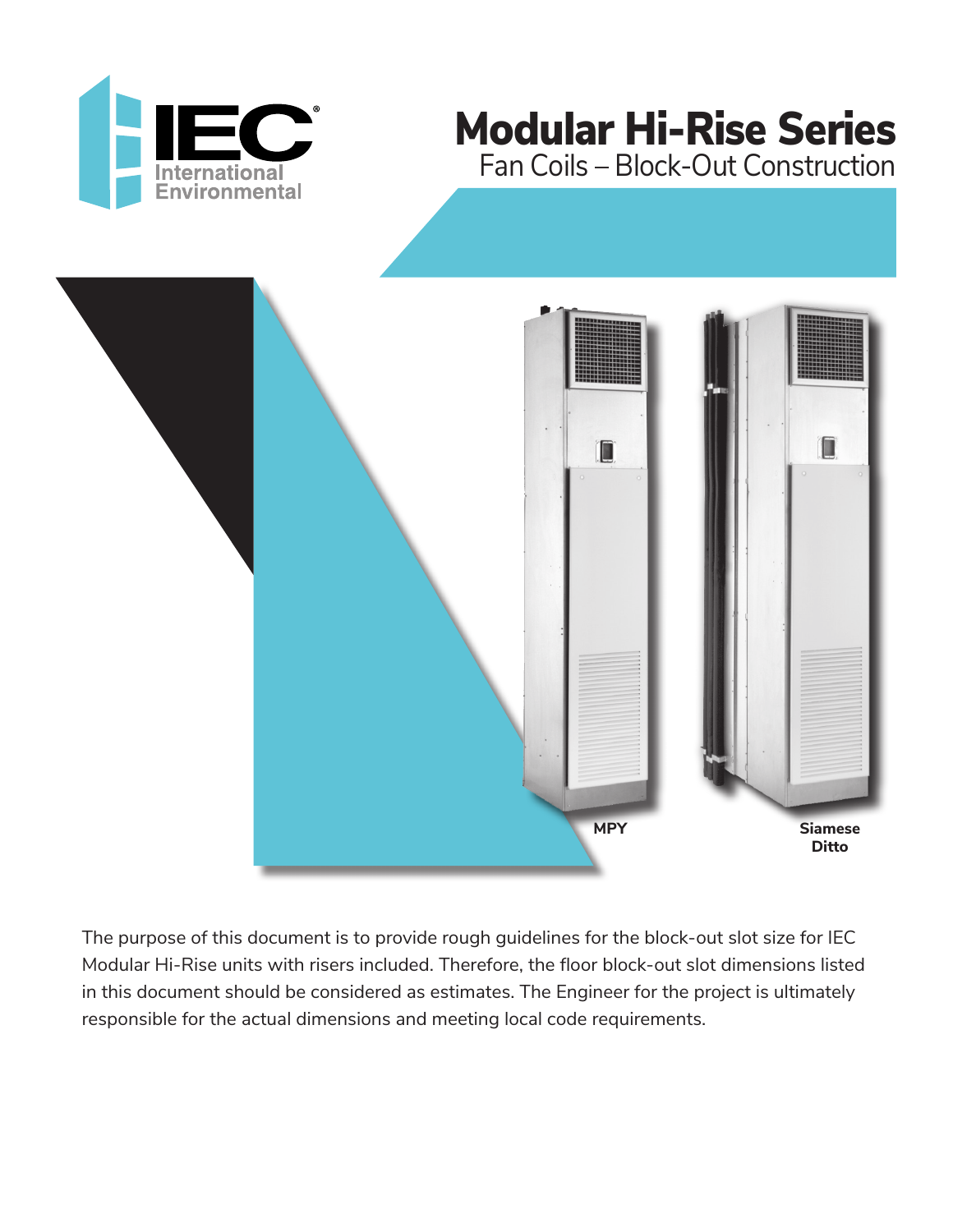IEC International Environmental

# Modular Hi-Rise Series

## Fan Coils – Block-Out Construction

MPY

Siamese Ditto

The purpose of this document is to provide rough guidelines for the block-out slot size for IEC Modular Hi-Rise units with risers included. Therefore, the floor block-out slot dimensions listed in this document should be considered as estimates. The Engineer for the project is ultimately responsible for the actual dimensions and meeting local code requirements.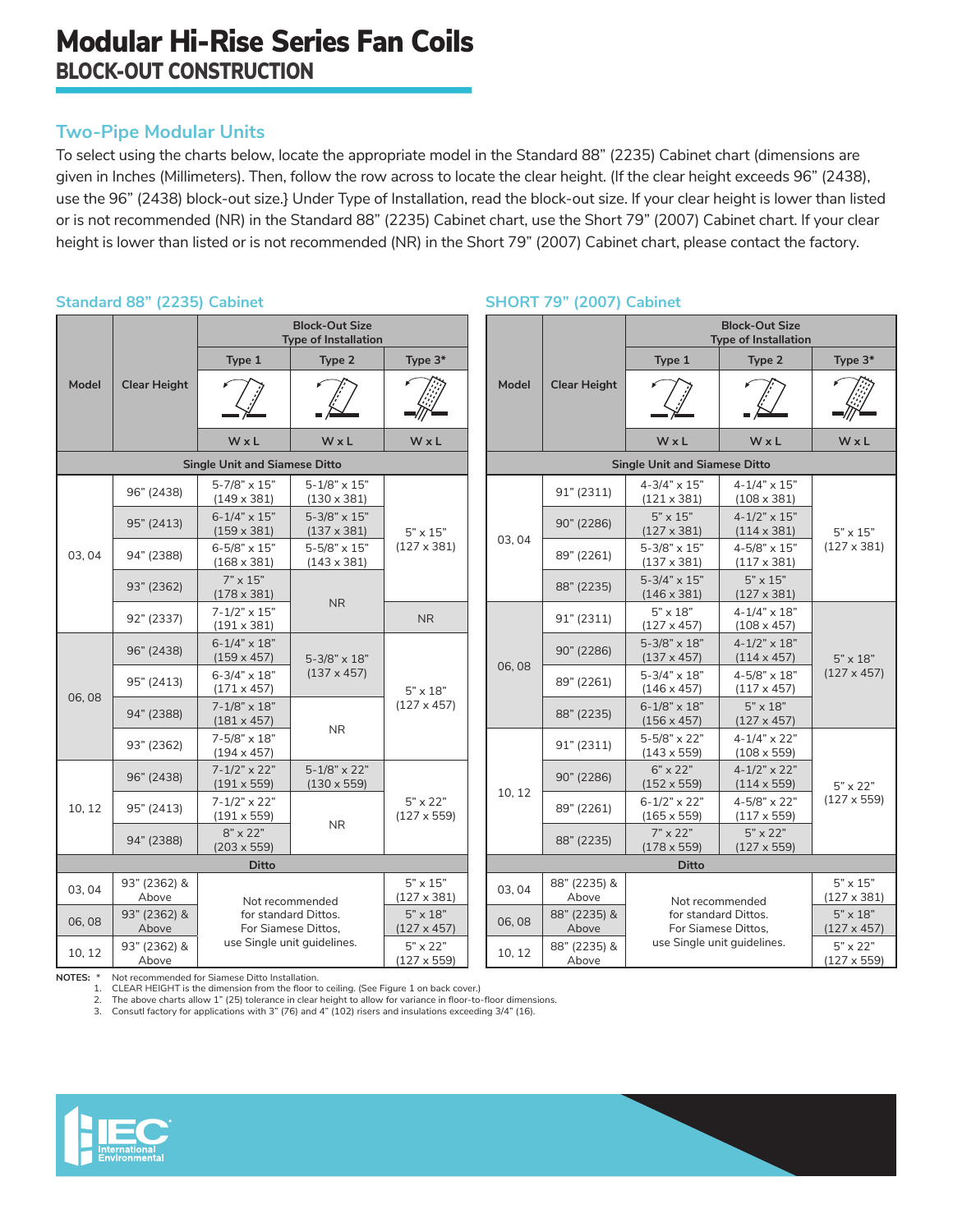// Modular Hi-Rise Series Fan Coils
## BLOCK-OUT CONSTRUCTION

### Two-Pipe Modular Units

To select using the charts below, locate the appropriate model in the Standard 88" (2235) Cabinet chart (dimensions are given in Inches (Millimeters). Then, follow the row across to locate the clear height. (If the clear height exceeds 96" (2438), use the 96" (2438) block-out size.} Under Type of Installation, read the block-out size. If your clear height is lower than listed or is not recommended (NR) in the Standard 88" (2235) Cabinet chart, use the Short 79" (2007) Cabinet chart. If your clear height is lower than listed or is not recommended (NR) in the Short 79" (2007) Cabinet chart, please contact the factory.

#### Standard 88" (2235) Cabinet

| Model | Clear Height | Block-Out Size Type of Installation | | |
|---|---|---|---|---|
| | | Type 1 | Type 2 | Type 3* |
| | | W x L | W x L | W x L |
| **Single Unit and Siamese Ditto** | | | | |
| 03, 04 | 96" (2438) | 5-7/8" x 15" (149 x 381) | 5-1/8" x 15" (130 x 381) | 5" x 15" (127 x 381) |
| | 95" (2413) | 6-1/4" x 15" (159 x 381) | 5-3/8" x 15" (137 x 381) | |
| | 94" (2388) | 6-5/8" x 15" (168 x 381) | 5-5/8" x 15" (143 x 381) | |
| | 93" (2362) | 7" x 15" (178 x 381) | NR | |
| | 92" (2337) | 7-1/2" x 15" (191 x 381) | | NR |
| 06, 08 | 96" (2438) | 6-1/4" x 18" (159 x 457) | 5-3/8" x 18" (137 x 457) | 5" x 18" (127 x 457) |
| | 95" (2413) | 6-3/4" x 18" (171 x 457) | | |
| | 94" (2388) | 7-1/8" x 18" (181 x 457) | NR | |
| | 93" (2362) | 7-5/8" x 18" (194 x 457) | | |
| 10, 12 | 96" (2438) | 7-1/2" x 22" (191 x 559) | 5-1/8" x 22" (130 x 559) | 5" x 22" (127 x 559) |
| | 95" (2413) | 7-1/2" x 22" (191 x 559) | NR | |
| | 94" (2388) | 8" x 22" (203 x 559) | | |
| **Ditto** | | | | |
| 03, 04 | 93" (2362) & Above | Not recommended for standard Dittos. For Siamese Dittos, use Single unit guidelines. | | 5" x 15" (127 x 381) |
| 06, 08 | 93" (2362) & Above | | | 5" x 18" (127 x 457) |
| 10, 12 | 93" (2362) & Above | | | 5" x 22" (127 x 559) |

#### SHORT 79" (2007) Cabinet

| Model | Clear Height | Block-Out Size Type of Installation | | |
|---|---|---|---|---|
| | | Type 1 | Type 2 | Type 3* |
| | | W x L | W x L | W x L |
| **Single Unit and Siamese Ditto** | | | | |
| 03, 04 | 91" (2311) | 4-3/4" x 15" (121 x 381) | 4-1/4" x 15" (108 x 381) | 5" x 15" (127 x 381) |
| | 90" (2286) | 5" x 15" (127 x 381) | 4-1/2" x 15" (114 x 381) | |
| | 89" (2261) | 5-3/8" x 15" (137 x 381) | 4-5/8" x 15" (117 x 381) | |
| | 88" (2235) | 5-3/4" x 15" (146 x 381) | 5" x 15" (127 x 381) | |
| 06, 08 | 91" (2311) | 5" x 18" (127 x 457) | 4-1/4" x 18" (108 x 457) | 5" x 18" (127 x 457) |
| | 90" (2286) | 5-3/8" x 18" (137 x 457) | 4-1/2" x 18" (114 x 457) | |
| | 89" (2261) | 5-3/4" x 18" (146 x 457) | 4-5/8" x 18" (117 x 457) | |
| | 88" (2235) | 6-1/8" x 18" (156 x 457) | 5" x 18" (127 x 457) | |
| 10, 12 | 91" (2311) | 5-5/8" x 22" (143 x 559) | 4-1/4" x 22" (108 x 559) | 5" x 22" (127 x 559) |
| | 90" (2286) | 6" x 22" (152 x 559) | 4-1/2" x 22" (114 x 559) | |
| | 89" (2261) | 6-1/2" x 22" (165 x 559) | 4-5/8" x 22" (117 x 559) | |
| | 88" (2235) | 7" x 22" (178 x 559) | 5" x 22" (127 x 559) | |
| **Ditto** | | | | |
| 03, 04 | 88" (2235) & Above | Not recommended for standard Dittos. For Siamese Dittos, use Single unit guidelines. | | 5" x 15" (127 x 381) |
| 06, 08 | 88" (2235) & Above | | | 5" x 18" (127 x 457) |
| 10, 12 | 88" (2235) & Above | | | 5" x 22" (127 x 559) |

**NOTES:** * Not recommended for Siamese Ditto Installation.
1. CLEAR HEIGHT is the dimension from the floor to ceiling. (See Figure 1 on back cover.)
2. The above charts allow 1" (25) tolerance in clear height to allow for variance in floor-to-floor dimensions.
3. Consutl factory for applications with 3" (76) and 4" (102) risers and insulations exceeding 3/4" (16).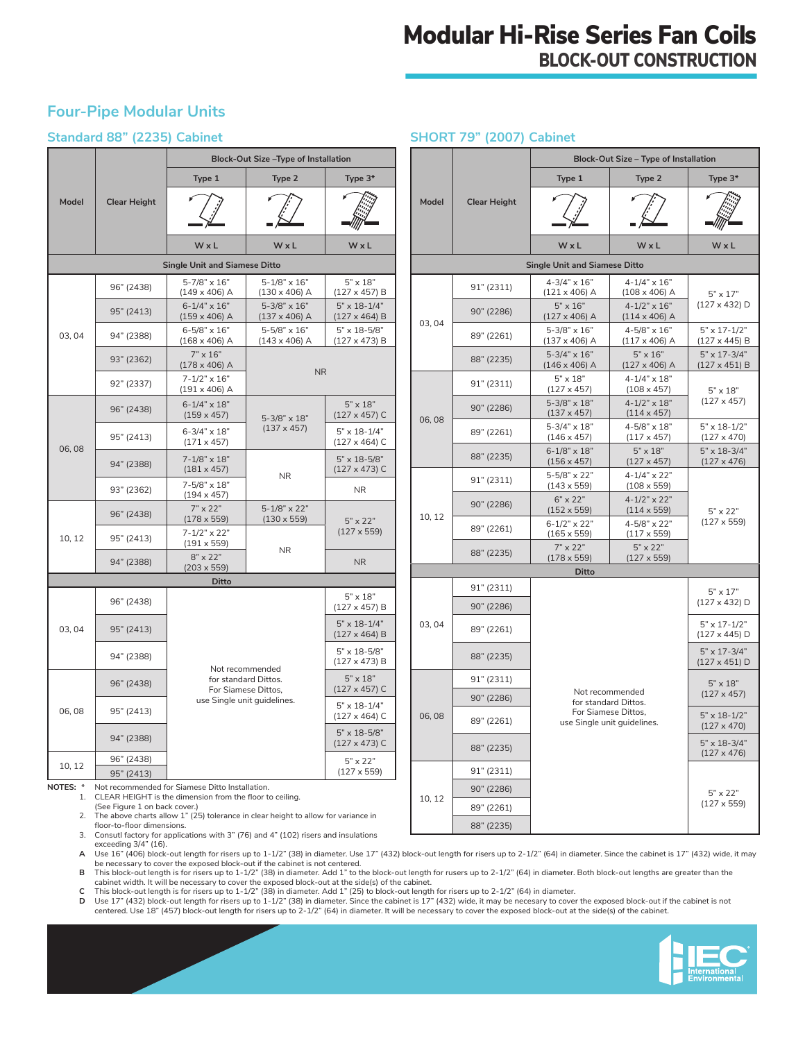# Modular Hi-Rise Series Fan Coils

## BLOCK-OUT CONSTRUCTION

## Four-Pipe Modular Units

### Standard 88" (2235) Cabinet

| Model | Clear Height | Block-Out Size –Type of Installation | | |
|---|---|---|---|---|
| | | Type 1 | Type 2 | Type 3* |
| | | W x L | W x L | W x L |
| **Single Unit and Siamese Ditto** | | | | |
| 03, 04 | 96" (2438) | 5-7/8" x 16" (149 x 406) A | 5-1/8" x 16" (130 x 406) A | 5" x 18" (127 x 457) B |
| | 95" (2413) | 6-1/4" x 16" (159 x 406) A | 5-3/8" x 16" (137 x 406) A | 5" x 18-1/4" (127 x 464) B |
| | 94" (2388) | 6-5/8" x 16" (168 x 406) A | 5-5/8" x 16" (143 x 406) A | 5" x 18-5/8" (127 x 473) B |
| | 93" (2362) | 7" x 16" (178 x 406) A | NR | NR |
| | 92" (2337) | 7-1/2" x 16" (191 x 406) A | | |
| 06, 08 | 96" (2438) | 6-1/4" x 18" (159 x 457) | 5-3/8" x 18" (137 x 457) | 5" x 18" (127 x 457) C |
| | 95" (2413) | 6-3/4" x 18" (171 x 457) | | 5" x 18-1/4" (127 x 464) C |
| | 94" (2388) | 7-1/8" x 18" (181 x 457) | NR | 5" x 18-5/8" (127 x 473) C |
| | 93" (2362) | 7-5/8" x 18" (194 x 457) | | NR |
| 10, 12 | 96" (2438) | 7" x 22" (178 x 559) | 5-1/8" x 22" (130 x 559) | 5" x 22" (127 x 559) |
| | 95" (2413) | 7-1/2" x 22" (191 x 559) | NR | |
| | 94" (2388) | 8" x 22" (203 x 559) | | NR |
| **Ditto** | | | | |
| 03, 04 | 96" (2438) | Not recommended for standard Dittos. For Siamese Dittos, use Single unit guidelines. | | 5" x 18" (127 x 457) B |
| | 95" (2413) | | | 5" x 18-1/4" (127 x 464) B |
| | 94" (2388) | | | 5" x 18-5/8" (127 x 473) B |
| 06, 08 | 96" (2438) | | | 5" x 18" (127 x 457) C |
| | 95" (2413) | | | 5" x 18-1/4" (127 x 464) C |
| | 94" (2388) | | | 5" x 18-5/8" (127 x 473) C |
| 10, 12 | 96" (2438) | | | 5" x 22" (127 x 559) |
| | 95" (2413) | | | |

### SHORT 79" (2007) Cabinet

| Model | Clear Height | Block-Out Size – Type of Installation | | |
|---|---|---|---|---|
| | | Type 1 | Type 2 | Type 3* |
| | | W x L | W x L | W x L |
| **Single Unit and Siamese Ditto** | | | | |
| 03, 04 | 91" (2311) | 4-3/4" x 16" (121 x 406) A | 4-1/4" x 16" (108 x 406) A | 5" x 17" (127 x 432) D |
| | 90" (2286) | 5" x 16" (127 x 406) A | 4-1/2" x 16" (114 x 406) A | |
| | 89" (2261) | 5-3/8" x 16" (137 x 406) A | 4-5/8" x 16" (117 x 406) A | 5" x 17-1/2" (127 x 445) B |
| | 88" (2235) | 5-3/4" x 16" (146 x 406) A | 5" x 16" (127 x 406) A | 5" x 17-3/4" (127 x 451) B |
| 06, 08 | 91" (2311) | 5" x 18" (127 x 457) | 4-1/4" x 18" (108 x 457) | 5" x 18" (127 x 457) |
| | 90" (2286) | 5-3/8" x 18" (137 x 457) | 4-1/2" x 18" (114 x 457) | |
| | 89" (2261) | 5-3/4" x 18" (146 x 457) | 4-5/8" x 18" (117 x 457) | 5" x 18-1/2" (127 x 470) |
| | 88" (2235) | 6-1/8" x 18" (156 x 457) | 5" x 18" (127 x 457) | 5" x 18-3/4" (127 x 476) |
| 10, 12 | 91" (2311) | 5-5/8" x 22" (143 x 559) | 4-1/4" x 22" (108 x 559) | 5" x 22" (127 x 559) |
| | 90" (2286) | 6" x 22" (152 x 559) | 4-1/2" x 22" (114 x 559) | |
| | 89" (2261) | 6-1/2" x 22" (165 x 559) | 4-5/8" x 22" (117 x 559) | |
| | 88" (2235) | 7" x 22" (178 x 559) | 5" x 22" (127 x 559) | |
| **Ditto** | | | | |
| 03, 04 | 91" (2311) | Not recommended for standard Dittos. For Siamese Dittos, use Single unit guidelines. | | 5" x 17" (127 x 432) D |
| | 90" (2286) | | | |
| | 89" (2261) | | | 5" x 17-1/2" (127 x 445) D |
| | 88" (2235) | | | 5" x 17-3/4" (127 x 451) D |
| 06, 08 | 91" (2311) | | | 5" x 18" (127 x 457) |
| | 90" (2286) | | | |
| | 89" (2261) | | | 5" x 18-1/2" (127 x 470) |
| | 88" (2235) | | | 5" x 18-3/4" (127 x 476) |
| 10, 12 | 91" (2311) | | | 5" x 22" (127 x 559) |
| | 90" (2286) | | | |
| | 89" (2261) | | | |
| | 88" (2235) | | | |

**NOTES:**

\* Not recommended for Siamese Ditto Installation.

1. CLEAR HEIGHT is the dimension from the floor to ceiling. (See Figure 1 on back cover.)
2. The above charts allow 1" (25) tolerance in clear height to allow for variance in floor-to-floor dimensions.
3. Consutl factory for applications with 3" (76) and 4" (102) risers and insulations exceeding 3/4" (16).

**A** Use 16" (406) block-out length for risers up to 1-1/2" (38) in diameter. Use 17" (432) block-out length for risers up to 2-1/2" (64) in diameter. Since the cabinet is 17" (432) wide, it may be necessary to cover the exposed block-out if the cabinet is not centered.

**B** This block-out length is for risers up to 1-1/2" (38) in diameter. Add 1" to the block-out length for rusers up to 2-1/2" (64) in diameter. Both block-out lengths are greater than the cabinet width. It will be necessary to cover the exposed block-out at the side(s) of the cabinet.

**C** This block-out length is for risers up to 1-1/2" (38) in diameter. Add 1" (25) to block-out length for risers up to 2-1/2" (64) in diameter.

**D** Use 17" (432) block-out length for risers up to 1-1/2" (38) in diameter. Since the cabinet is 17" (432) wide, it may be necesary to cover the exposed block-out if the cabinet is not centered. Use 18" (457) block-out length for risers up to 2-1/2" (64) in diameter. It will be necessary to cover the exposed block-out at the side(s) of the cabinet.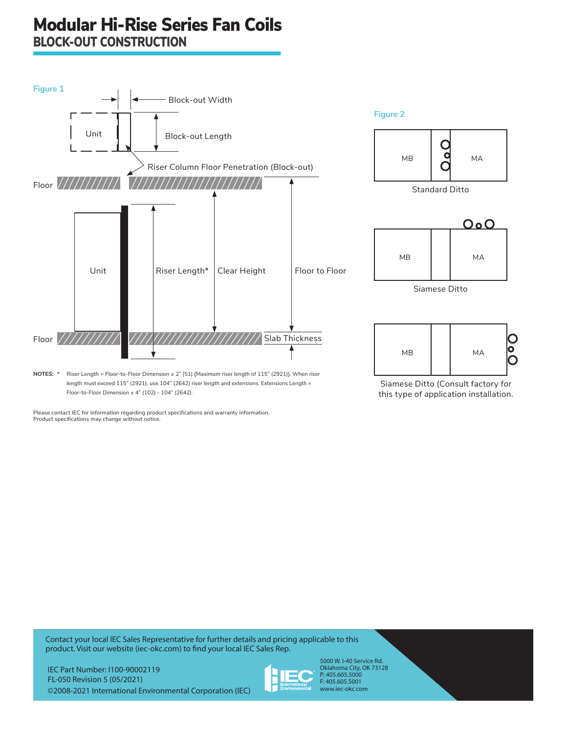# Modular Hi-Rise Series Fan Coils

## BLOCK-OUT CONSTRUCTION

Figure 1

Block-out Width

Unit

Block-out Length

Riser Column Floor Penetration (Block-out)

Floor

Unit

Riser Length*

Clear Height

Floor to Floor

Floor

Slab Thickness

Figure 2

MB

MA

Standard Ditto

MB

MA

Siamese Ditto

MB

MA

Siamese Ditto (Consult factory for this type of application installation.

**NOTES:** * Riser Length = Floor-to-Floor Dimension ± 2" (51) {Maximum riser length of 115" (2921)}. When riser length must exceed 115" (2921), use 104" (2642) riser length and extensions. Extensions Length = Floor-to-Floor Dimension ± 4" (102) - 104" (2642).

Please contact IEC for information regarding product specifications and warranty information.
Product specifications may change without notice.

Contact your local IEC Sales Representative for further details and pricing applicable to this product. Visit our website (iec-okc.com) to find your local IEC Sales Rep.

IEC Part Number: I100-90002119
FL-050 Revision 5 (05/2021)
©2008-2021 International Environmental Corporation (IEC)

5000 W. I-40 Service Rd.
Oklahoma City, OK 73128
P: 405.605.5000
F: 405.605.5001
www.iec-okc.com